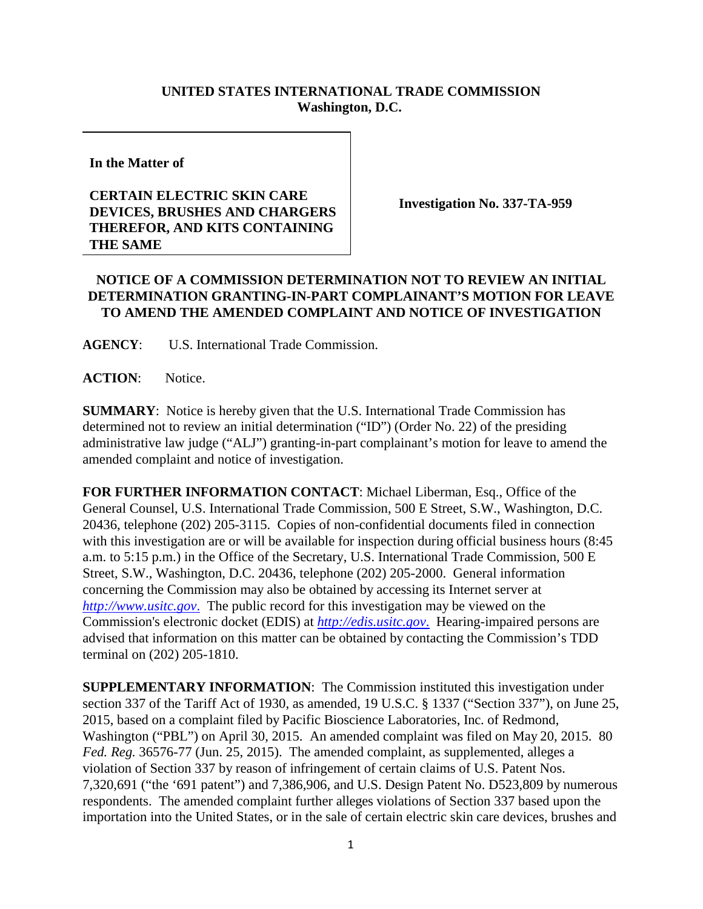**UNITED STATES INTERNATIONAL TRADE COMMISSION**
**Washington, D.C.**

**In the Matter of**

**CERTAIN ELECTRIC SKIN CARE DEVICES, BRUSHES AND CHARGERS THEREFOR, AND KITS CONTAINING THE SAME**

**Investigation No. 337-TA-959**

**NOTICE OF A COMMISSION DETERMINATION NOT TO REVIEW AN INITIAL DETERMINATION GRANTING-IN-PART COMPLAINANT'S MOTION FOR LEAVE TO AMEND THE AMENDED COMPLAINT AND NOTICE OF INVESTIGATION**

**AGENCY**: U.S. International Trade Commission.

**ACTION**: Notice.

**SUMMARY**: Notice is hereby given that the U.S. International Trade Commission has determined not to review an initial determination ("ID") (Order No. 22) of the presiding administrative law judge ("ALJ") granting-in-part complainant's motion for leave to amend the amended complaint and notice of investigation.

**FOR FURTHER INFORMATION CONTACT**: Michael Liberman, Esq., Office of the General Counsel, U.S. International Trade Commission, 500 E Street, S.W., Washington, D.C. 20436, telephone (202) 205-3115. Copies of non-confidential documents filed in connection with this investigation are or will be available for inspection during official business hours (8:45 a.m. to 5:15 p.m.) in the Office of the Secretary, U.S. International Trade Commission, 500 E Street, S.W., Washington, D.C. 20436, telephone (202) 205-2000. General information concerning the Commission may also be obtained by accessing its Internet server at *http://www.usitc.gov*. The public record for this investigation may be viewed on the Commission's electronic docket (EDIS) at *http://edis.usitc.gov*. Hearing-impaired persons are advised that information on this matter can be obtained by contacting the Commission's TDD terminal on (202) 205-1810.

**SUPPLEMENTARY INFORMATION**: The Commission instituted this investigation under section 337 of the Tariff Act of 1930, as amended, 19 U.S.C. § 1337 ("Section 337"), on June 25, 2015, based on a complaint filed by Pacific Bioscience Laboratories, Inc. of Redmond, Washington ("PBL") on April 30, 2015. An amended complaint was filed on May 20, 2015. 80 *Fed. Reg.* 36576-77 (Jun. 25, 2015). The amended complaint, as supplemented, alleges a violation of Section 337 by reason of infringement of certain claims of U.S. Patent Nos. 7,320,691 ("the '691 patent") and 7,386,906, and U.S. Design Patent No. D523,809 by numerous respondents. The amended complaint further alleges violations of Section 337 based upon the importation into the United States, or in the sale of certain electric skin care devices, brushes and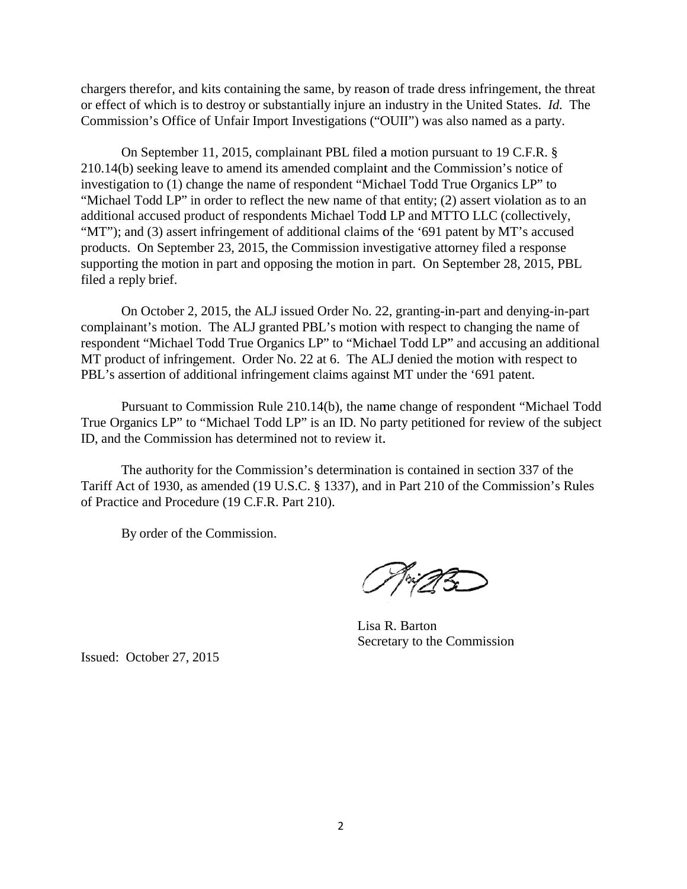chargers therefor, and kits containing the same, by reason of trade dress infringement, the threat or effect of which is to destroy or substantially injure an industry in the United States. *Id.* The Commission's Office of Unfair Import Investigations ("OUII") was also named as a party.

On September 11, 2015, complainant PBL filed a motion pursuant to 19 C.F.R. § 210.14(b) seeking leave to amend its amended complaint and the Commission's notice of investigation to (1) change the name of respondent "Michael Todd True Organics LP" to "Michael Todd LP" in order to reflect the new name of that entity; (2) assert violation as to an additional accused product of respondents Michael Todd LP and MTTO LLC (collectively, "MT"); and (3) assert infringement of additional claims of the '691 patent by MT's accused products. On September 23, 2015, the Commission investigative attorney filed a response supporting the motion in part and opposing the motion in part. On September 28, 2015, PBL filed a reply brief.

On October 2, 2015, the ALJ issued Order No. 22, granting-in-part and denying-in-part complainant's motion. The ALJ granted PBL's motion with respect to changing the name of respondent "Michael Todd True Organics LP" to "Michael Todd LP" and accusing an additional MT product of infringement. Order No. 22 at 6. The ALJ denied the motion with respect to PBL's assertion of additional infringement claims against MT under the '691 patent.

Pursuant to Commission Rule 210.14(b), the name change of respondent "Michael Todd True Organics LP" to "Michael Todd LP" is an ID. No party petitioned for review of the subject ID, and the Commission has determined not to review it.

The authority for the Commission's determination is contained in section 337 of the Tariff Act of 1930, as amended (19 U.S.C. § 1337), and in Part 210 of the Commission's Rules of Practice and Procedure (19 C.F.R. Part 210).

By order of the Commission.

Lisa R. Barton
Secretary to the Commission

Issued: October 27, 2015